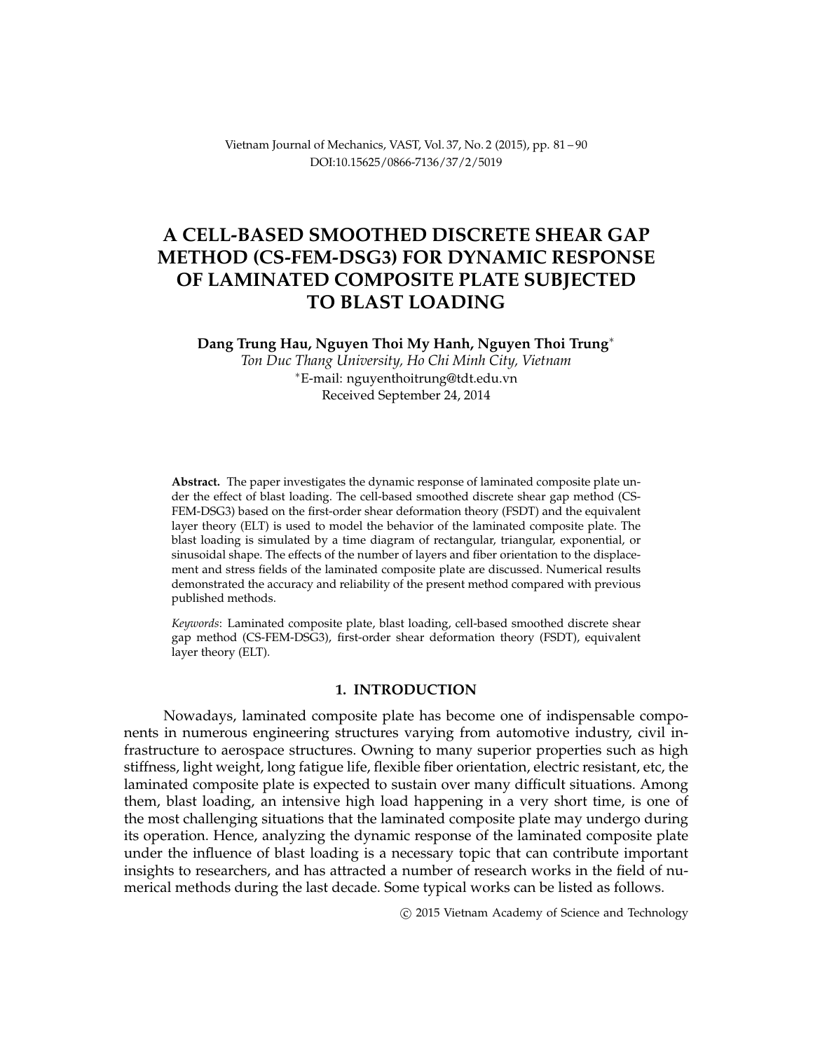# A CELL-BASED SMOOTHED DISCRETE SHEAR GAP METHOD (CS-FEM-DSG3) FOR DYNAMIC RESPONSE OF LAMINATED COMPOSITE PLATE SUBJECTED TO BLAST LOADING

**Dang Trung Hau, Nguyen Thoi My Hanh, Nguyen Thoi Trung***

*Ton Duc Thang University, Ho Chi Minh City, Vietnam*

*E-mail: nguyenthoitrung@tdt.edu.vn

Received September 24, 2014

**Abstract.** The paper investigates the dynamic response of laminated composite plate under the effect of blast loading. The cell-based smoothed discrete shear gap method (CS-FEM-DSG3) based on the first-order shear deformation theory (FSDT) and the equivalent layer theory (ELT) is used to model the behavior of the laminated composite plate. The blast loading is simulated by a time diagram of rectangular, triangular, exponential, or sinusoidal shape. The effects of the number of layers and fiber orientation to the displacement and stress fields of the laminated composite plate are discussed. Numerical results demonstrated the accuracy and reliability of the present method compared with previous published methods.

*Keywords*: Laminated composite plate, blast loading, cell-based smoothed discrete shear gap method (CS-FEM-DSG3), first-order shear deformation theory (FSDT), equivalent layer theory (ELT).

## 1. INTRODUCTION

Nowadays, laminated composite plate has become one of indispensable components in numerous engineering structures varying from automotive industry, civil infrastructure to aerospace structures. Owning to many superior properties such as high stiffness, light weight, long fatigue life, flexible fiber orientation, electric resistant, etc, the laminated composite plate is expected to sustain over many difficult situations. Among them, blast loading, an intensive high load happening in a very short time, is one of the most challenging situations that the laminated composite plate may undergo during its operation. Hence, analyzing the dynamic response of the laminated composite plate under the influence of blast loading is a necessary topic that can contribute important insights to researchers, and has attracted a number of research works in the field of numerical methods during the last decade. Some typical works can be listed as follows.

© 2015 Vietnam Academy of Science and Technology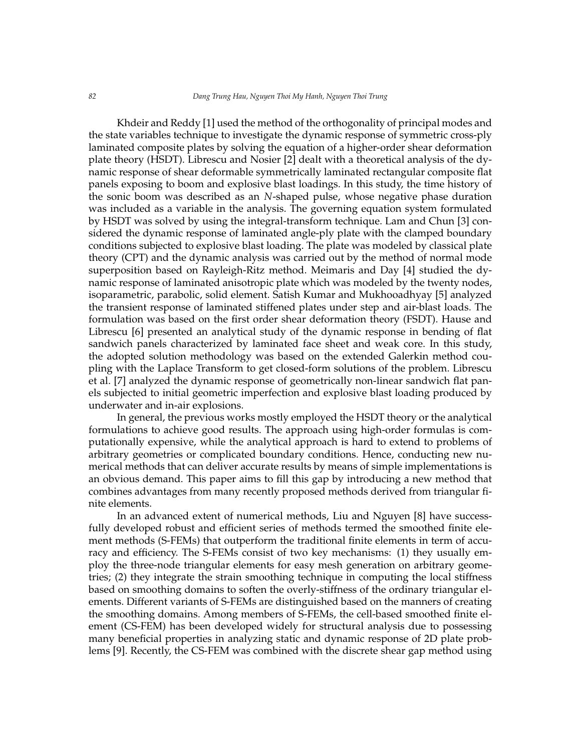Khdeir and Reddy [1] used the method of the orthogonality of principal modes and the state variables technique to investigate the dynamic response of symmetric cross-ply laminated composite plates by solving the equation of a higher-order shear deformation plate theory (HSDT). Librescu and Nosier [2] dealt with a theoretical analysis of the dynamic response of shear deformable symmetrically laminated rectangular composite flat panels exposing to boom and explosive blast loadings. In this study, the time history of the sonic boom was described as an $N$-shaped pulse, whose negative phase duration was included as a variable in the analysis. The governing equation system formulated by HSDT was solved by using the integral-transform technique. Lam and Chun [3] considered the dynamic response of laminated angle-ply plate with the clamped boundary conditions subjected to explosive blast loading. The plate was modeled by classical plate theory (CPT) and the dynamic analysis was carried out by the method of normal mode superposition based on Rayleigh-Ritz method. Meimaris and Day [4] studied the dynamic response of laminated anisotropic plate which was modeled by the twenty nodes, isoparametric, parabolic, solid element. Satish Kumar and Mukhooadhyay [5] analyzed the transient response of laminated stiffened plates under step and air-blast loads. The formulation was based on the first order shear deformation theory (FSDT). Hause and Librescu [6] presented an analytical study of the dynamic response in bending of flat sandwich panels characterized by laminated face sheet and weak core. In this study, the adopted solution methodology was based on the extended Galerkin method coupling with the Laplace Transform to get closed-form solutions of the problem. Librescu et al. [7] analyzed the dynamic response of geometrically non-linear sandwich flat panels subjected to initial geometric imperfection and explosive blast loading produced by underwater and in-air explosions.

In general, the previous works mostly employed the HSDT theory or the analytical formulations to achieve good results. The approach using high-order formulas is computationally expensive, while the analytical approach is hard to extend to problems of arbitrary geometries or complicated boundary conditions. Hence, conducting new numerical methods that can deliver accurate results by means of simple implementations is an obvious demand. This paper aims to fill this gap by introducing a new method that combines advantages from many recently proposed methods derived from triangular finite elements.

In an advanced extent of numerical methods, Liu and Nguyen [8] have successfully developed robust and efficient series of methods termed the smoothed finite element methods (S-FEMs) that outperform the traditional finite elements in term of accuracy and efficiency. The S-FEMs consist of two key mechanisms: (1) they usually employ the three-node triangular elements for easy mesh generation on arbitrary geometries; (2) they integrate the strain smoothing technique in computing the local stiffness based on smoothing domains to soften the overly-stiffness of the ordinary triangular elements. Different variants of S-FEMs are distinguished based on the manners of creating the smoothing domains. Among members of S-FEMs, the cell-based smoothed finite element (CS-FEM) has been developed widely for structural analysis due to possessing many beneficial properties in analyzing static and dynamic response of 2D plate problems [9]. Recently, the CS-FEM was combined with the discrete shear gap method using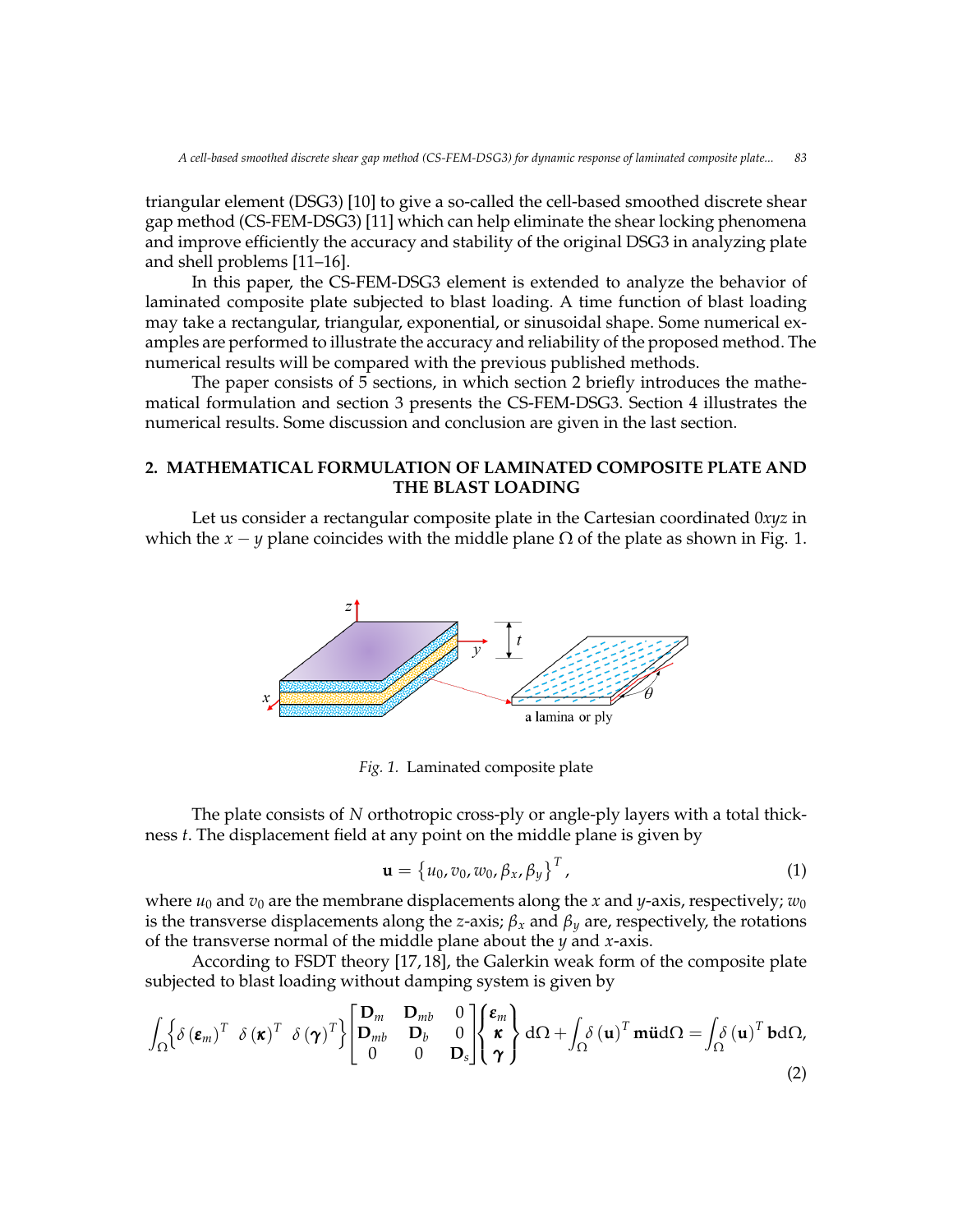triangular element (DSG3) [10] to give a so-called the cell-based smoothed discrete shear gap method (CS-FEM-DSG3) [11] which can help eliminate the shear locking phenomena and improve efficiently the accuracy and stability of the original DSG3 in analyzing plate and shell problems [11–16].

In this paper, the CS-FEM-DSG3 element is extended to analyze the behavior of laminated composite plate subjected to blast loading. A time function of blast loading may take a rectangular, triangular, exponential, or sinusoidal shape. Some numerical examples are performed to illustrate the accuracy and reliability of the proposed method. The numerical results will be compared with the previous published methods.

The paper consists of 5 sections, in which section 2 briefly introduces the mathematical formulation and section 3 presents the CS-FEM-DSG3. Section 4 illustrates the numerical results. Some discussion and conclusion are given in the last section.

## 2. MATHEMATICAL FORMULATION OF LAMINATED COMPOSITE PLATE AND THE BLAST LOADING

Let us consider a rectangular composite plate in the Cartesian coordinated $0xyz$ in which the $x-y$ plane coincides with the middle plane $\Omega$ of the plate as shown in Fig. 1.

*Fig. 1.* Laminated composite plate

The plate consists of $N$ orthotropic cross-ply or angle-ply layers with a total thickness $t$. The displacement field at any point on the middle plane is given by

$$\mathbf{u} = \left\{u_0, v_0, w_0, \beta_x, \beta_y\right\}^T, \tag{1}$$

where $u_0$ and $v_0$ are the membrane displacements along the $x$ and $y$-axis, respectively; $w_0$ is the transverse displacements along the $z$-axis; $\beta_x$ and $\beta_y$ are, respectively, the rotations of the transverse normal of the middle plane about the $y$ and $x$-axis.

According to FSDT theory [17,18], the Galerkin weak form of the composite plate subjected to blast loading without damping system is given by

$$\int_{\Omega}\left\{\delta\left(\boldsymbol{\varepsilon}_m\right)^T \;\; \delta\left(\boldsymbol{\kappa}\right)^T \;\; \delta\left(\boldsymbol{\gamma}\right)^T\right\}\begin{bmatrix}\mathbf{D}_m & \mathbf{D}_{mb} & 0\\ \mathbf{D}_{mb} & \mathbf{D}_b & 0\\ 0 & 0 & \mathbf{D}_s\end{bmatrix}\begin{Bmatrix}\boldsymbol{\varepsilon}_m\\ \boldsymbol{\kappa}\\ \boldsymbol{\gamma}\end{Bmatrix}\mathrm{d}\Omega + \int_{\Omega}\delta\left(\mathbf{u}\right)^T\mathbf{m}\ddot{\mathbf{u}}\mathrm{d}\Omega = \int_{\Omega}\delta\left(\mathbf{u}\right)^T\mathbf{b}\mathrm{d}\Omega, \tag{2}$$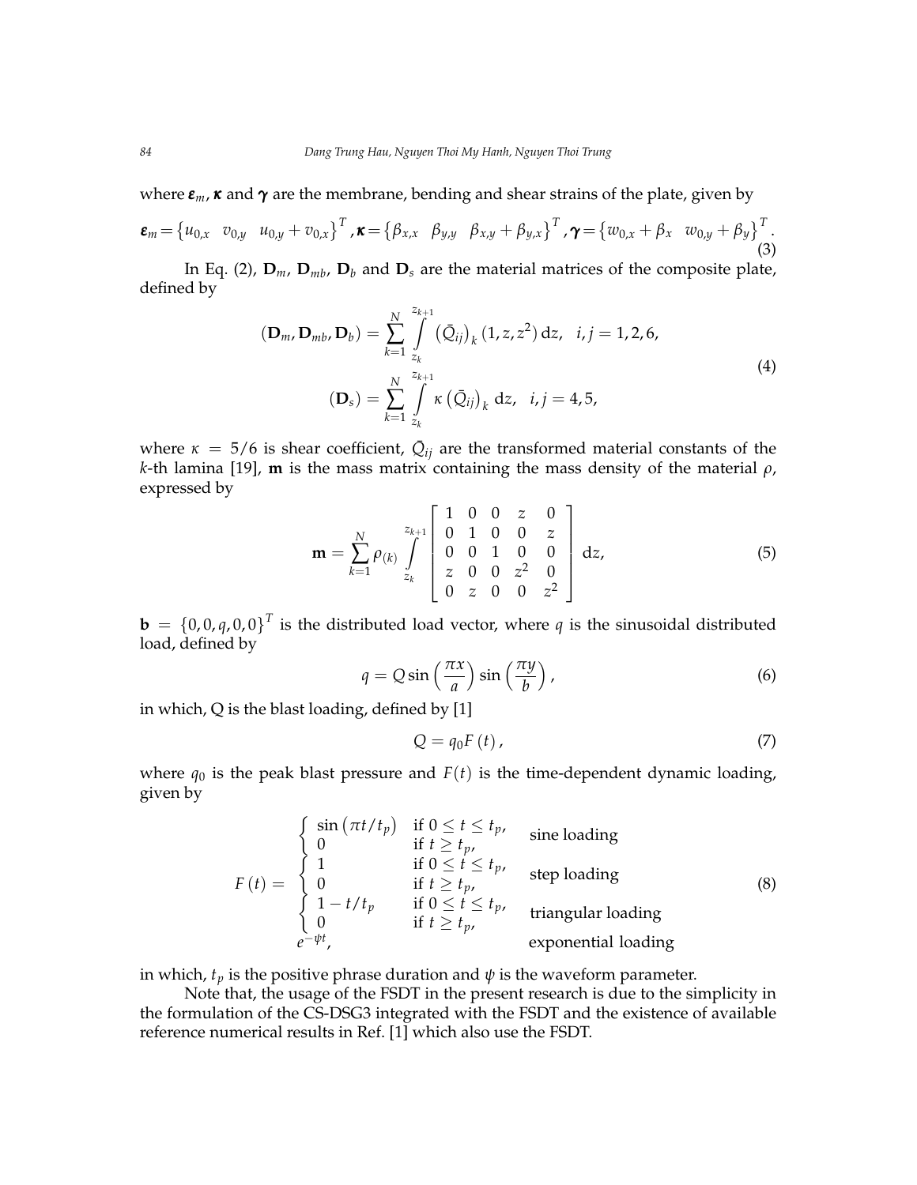where $\boldsymbol{\varepsilon}_m$, $\boldsymbol{\kappa}$ and $\boldsymbol{\gamma}$ are the membrane, bending and shear strains of the plate, given by

$$\boldsymbol{\varepsilon}_m = \left\{ u_{0,x} \quad v_{0,y} \quad u_{0,y} + v_{0,x} \right\}^T, \boldsymbol{\kappa} = \left\{ \beta_{x,x} \quad \beta_{y,y} \quad \beta_{x,y} + \beta_{y,x} \right\}^T, \boldsymbol{\gamma} = \left\{ w_{0,x} + \beta_x \quad w_{0,y} + \beta_y \right\}^T. \tag{3}$$

In Eq. (2), $\mathbf{D}_m$, $\mathbf{D}_{mb}$, $\mathbf{D}_b$ and $\mathbf{D}_s$ are the material matrices of the composite plate, defined by

$$\begin{aligned}
(\mathbf{D}_m, \mathbf{D}_{mb}, \mathbf{D}_b) &= \sum_{k=1}^{N} \int_{z_k}^{z_{k+1}} \left(\bar{Q}_{ij}\right)_k (1, z, z^2)\, \mathrm{d}z, \quad i, j = 1, 2, 6, \\
(\mathbf{D}_s) &= \sum_{k=1}^{N} \int_{z_k}^{z_{k+1}} \kappa \left(\bar{Q}_{ij}\right)_k \mathrm{d}z, \quad i, j = 4, 5,
\end{aligned} \tag{4}$$

where $\kappa = 5/6$ is shear coefficient, $\bar{Q}_{ij}$ are the transformed material constants of the $k$-th lamina [19], $\mathbf{m}$ is the mass matrix containing the mass density of the material $\rho$, expressed by

$$\mathbf{m} = \sum_{k=1}^{N} \rho_{(k)} \int_{z_k}^{z_{k+1}} \begin{bmatrix} 1 & 0 & 0 & z & 0 \\ 0 & 1 & 0 & 0 & z \\ 0 & 0 & 1 & 0 & 0 \\ z & 0 & 0 & z^2 & 0 \\ 0 & z & 0 & 0 & z^2 \end{bmatrix} \mathrm{d}z, \tag{5}$$

$\mathbf{b} = \{0, 0, q, 0, 0\}^T$ is the distributed load vector, where $q$ is the sinusoidal distributed load, defined by

$$q = Q \sin\left(\frac{\pi x}{a}\right) \sin\left(\frac{\pi y}{b}\right), \tag{6}$$

in which, Q is the blast loading, defined by [1]

$$Q = q_0 F(t), \tag{7}$$

where $q_0$ is the peak blast pressure and $F(t)$ is the time-dependent dynamic loading, given by

$$F(t) = \begin{cases} \begin{cases} \sin\left(\pi t / t_p\right) & \text{if } 0 \le t \le t_p, \\ 0 & \text{if } t \ge t_p, \end{cases} & \text{sine loading} \\ \begin{cases} 1 & \text{if } 0 \le t \le t_p, \\ 0 & \text{if } t \ge t_p, \end{cases} & \text{step loading} \\ \begin{cases} 1 - t/t_p & \text{if } 0 \le t \le t_p, \\ 0 & \text{if } t \ge t_p, \end{cases} & \text{triangular loading} \\ e^{-\psi t}, & \text{exponential loading} \end{cases} \tag{8}$$

in which, $t_p$ is the positive phrase duration and $\psi$ is the waveform parameter.

Note that, the usage of the FSDT in the present research is due to the simplicity in the formulation of the CS-DSG3 integrated with the FSDT and the existence of available reference numerical results in Ref. [1] which also use the FSDT.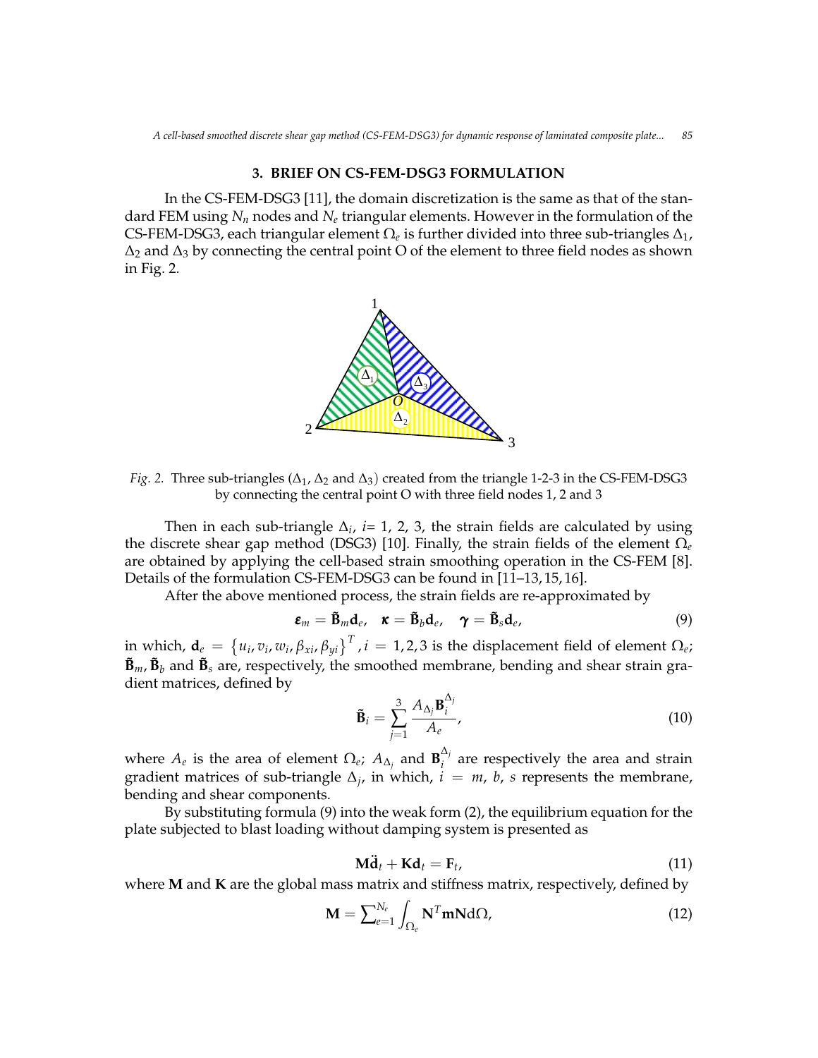## 3. BRIEF ON CS-FEM-DSG3 FORMULATION

In the CS-FEM-DSG3 [11], the domain discretization is the same as that of the standard FEM using $N_n$ nodes and $N_e$ triangular elements. However in the formulation of the CS-FEM-DSG3, each triangular element $\Omega_e$ is further divided into three sub-triangles $\Delta_1$, $\Delta_2$ and $\Delta_3$ by connecting the central point O of the element to three field nodes as shown in Fig. 2.

*Fig. 2.* Three sub-triangles ($\Delta_1$, $\Delta_2$ and $\Delta_3$) created from the triangle 1-2-3 in the CS-FEM-DSG3 by connecting the central point O with three field nodes 1, 2 and 3

Then in each sub-triangle $\Delta_i$, $i$= 1, 2, 3, the strain fields are calculated by using the discrete shear gap method (DSG3) [10]. Finally, the strain fields of the element $\Omega_e$ are obtained by applying the cell-based strain smoothing operation in the CS-FEM [8]. Details of the formulation CS-FEM-DSG3 can be found in [11–13, 15, 16].

After the above mentioned process, the strain fields are re-approximated by

$$\boldsymbol{\varepsilon}_m = \tilde{\mathbf{B}}_m \mathbf{d}_e, \quad \boldsymbol{\kappa} = \tilde{\mathbf{B}}_b \mathbf{d}_e, \quad \boldsymbol{\gamma} = \tilde{\mathbf{B}}_s \mathbf{d}_e, \tag{9}$$

in which, $\mathbf{d}_e = \left\{u_i, v_i, w_i, \beta_{xi}, \beta_{yi}\right\}^T, i = 1, 2, 3$ is the displacement field of element $\Omega_e$; $\tilde{\mathbf{B}}_m$, $\tilde{\mathbf{B}}_b$ and $\tilde{\mathbf{B}}_s$ are, respectively, the smoothed membrane, bending and shear strain gradient matrices, defined by

$$\tilde{\mathbf{B}}_i = \sum_{j=1}^{3} \frac{A_{\Delta_j} \mathbf{B}_i^{\Delta_j}}{A_e}, \tag{10}$$

where $A_e$ is the area of element $\Omega_e$; $A_{\Delta_j}$ and $\mathbf{B}_i^{\Delta_j}$ are respectively the area and strain gradient matrices of sub-triangle $\Delta_j$, in which, $i = m, b, s$ represents the membrane, bending and shear components.

By substituting formula (9) into the weak form (2), the equilibrium equation for the plate subjected to blast loading without damping system is presented as

$$\mathbf{M}\ddot{\mathbf{d}}_t + \mathbf{K}\mathbf{d}_t = \mathbf{F}_t, \tag{11}$$

where $\mathbf{M}$ and $\mathbf{K}$ are the global mass matrix and stiffness matrix, respectively, defined by

$$\mathbf{M} = \sum\nolimits_{e=1}^{N_e} \int_{\Omega_e} \mathbf{N}^T \mathbf{m} \mathbf{N} \mathrm{d}\Omega, \tag{12}$$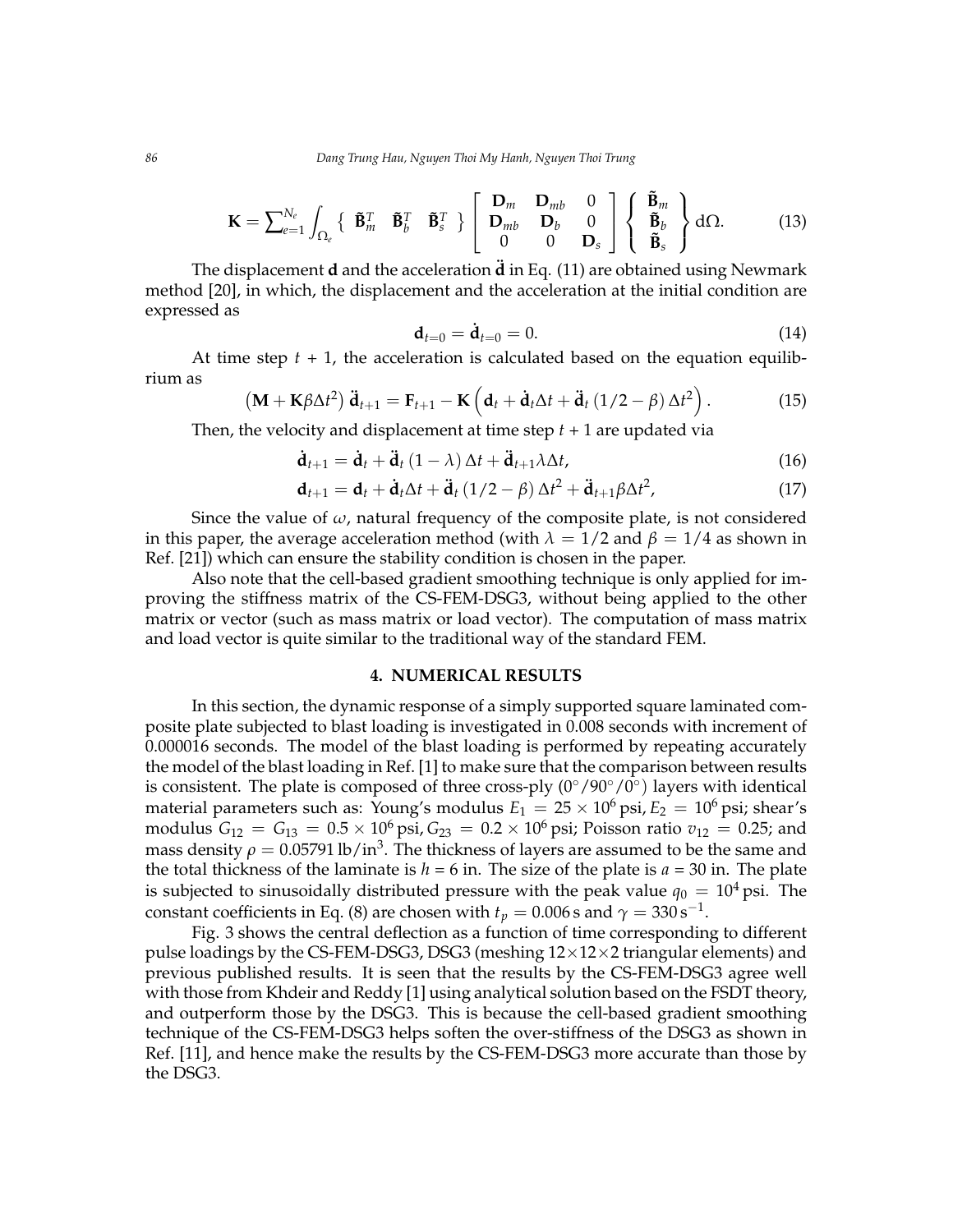$$\mathbf{K} = \sum_{e=1}^{N_e} \int_{\Omega_e} \left\{ \begin{array}{ccc} \tilde{\mathbf{B}}_m^T & \tilde{\mathbf{B}}_b^T & \tilde{\mathbf{B}}_s^T \end{array} \right\} \left[ \begin{array}{ccc} \mathbf{D}_m & \mathbf{D}_{mb} & 0 \\ \mathbf{D}_{mb} & \mathbf{D}_b & 0 \\ 0 & 0 & \mathbf{D}_s \end{array} \right] \left\{ \begin{array}{c} \tilde{\mathbf{B}}_m \\ \tilde{\mathbf{B}}_b \\ \tilde{\mathbf{B}}_s \end{array} \right\} \mathrm{d}\Omega. \tag{13}$$

The displacement $\mathbf{d}$ and the acceleration $\ddot{\mathbf{d}}$ in Eq. (11) are obtained using Newmark method [20], in which, the displacement and the acceleration at the initial condition are expressed as

$$\mathbf{d}_{t=0} = \dot{\mathbf{d}}_{t=0} = 0. \tag{14}$$

At time step $t + 1$, the acceleration is calculated based on the equation equilibrium as

$$\left(\mathbf{M} + \mathbf{K}\beta\Delta t^2\right) \ddot{\mathbf{d}}_{t+1} = \mathbf{F}_{t+1} - \mathbf{K}\left(\mathbf{d}_t + \dot{\mathbf{d}}_t\Delta t + \ddot{\mathbf{d}}_t\left(1/2 - \beta\right)\Delta t^2\right). \tag{15}$$

Then, the velocity and displacement at time step $t + 1$ are updated via

$$\dot{\mathbf{d}}_{t+1} = \dot{\mathbf{d}}_t + \ddot{\mathbf{d}}_t\left(1 - \lambda\right)\Delta t + \ddot{\mathbf{d}}_{t+1}\lambda\Delta t, \tag{16}$$

$$\mathbf{d}_{t+1} = \mathbf{d}_t + \dot{\mathbf{d}}_t\Delta t + \ddot{\mathbf{d}}_t\left(1/2 - \beta\right)\Delta t^2 + \ddot{\mathbf{d}}_{t+1}\beta\Delta t^2, \tag{17}$$

Since the value of $\omega$, natural frequency of the composite plate, is not considered in this paper, the average acceleration method (with $\lambda = 1/2$ and $\beta = 1/4$ as shown in Ref. [21]) which can ensure the stability condition is chosen in the paper.

Also note that the cell-based gradient smoothing technique is only applied for improving the stiffness matrix of the CS-FEM-DSG3, without being applied to the other matrix or vector (such as mass matrix or load vector). The computation of mass matrix and load vector is quite similar to the traditional way of the standard FEM.

## 4. NUMERICAL RESULTS

In this section, the dynamic response of a simply supported square laminated composite plate subjected to blast loading is investigated in 0.008 seconds with increment of 0.000016 seconds. The model of the blast loading is performed by repeating accurately the model of the blast loading in Ref. [1] to make sure that the comparison between results is consistent. The plate is composed of three cross-ply ($0^\circ/90^\circ/0^\circ$) layers with identical material parameters such as: Young's modulus $E_1 = 25 \times 10^6$ psi, $E_2 = 10^6$ psi; shear's modulus $G_{12} = G_{13} = 0.5 \times 10^6$ psi, $G_{23} = 0.2 \times 10^6$ psi; Poisson ratio $v_{12} = 0.25$; and mass density $\rho = 0.05791\,\mathrm{lb/in^3}$. The thickness of layers are assumed to be the same and the total thickness of the laminate is $h$ = 6 in. The size of the plate is $a$ = 30 in. The plate is subjected to sinusoidally distributed pressure with the peak value $q_0 = 10^4$ psi. The constant coefficients in Eq. (8) are chosen with $t_p = 0.006$ s and $\gamma = 330\,\mathrm{s}^{-1}$.

Fig. 3 shows the central deflection as a function of time corresponding to different pulse loadings by the CS-FEM-DSG3, DSG3 (meshing $12\times12\times2$ triangular elements) and previous published results. It is seen that the results by the CS-FEM-DSG3 agree well with those from Khdeir and Reddy [1] using analytical solution based on the FSDT theory, and outperform those by the DSG3. This is because the cell-based gradient smoothing technique of the CS-FEM-DSG3 helps soften the over-stiffness of the DSG3 as shown in Ref. [11], and hence make the results by the CS-FEM-DSG3 more accurate than those by the DSG3.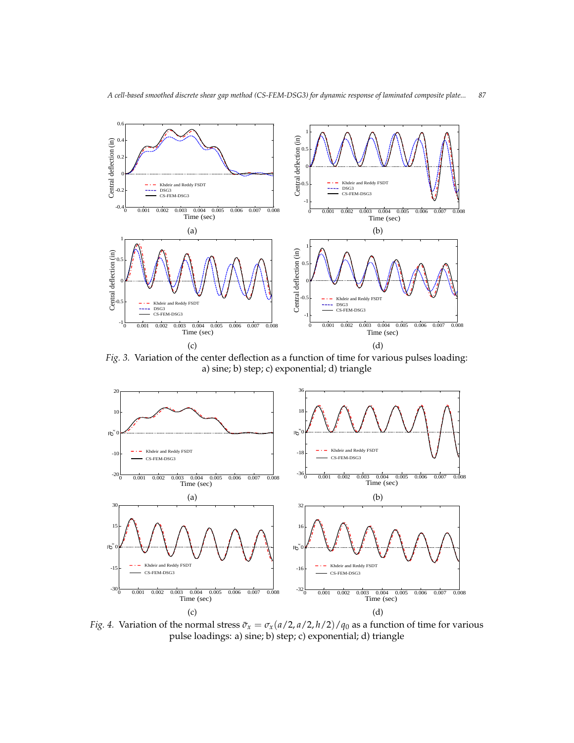(a)

(b)

(c)

(d)

*Fig. 3.* Variation of the center deflection as a function of time for various pulses loading: a) sine; b) step; c) exponential; d) triangle

(a)

(b)

(c)

(d)

*Fig. 4.* Variation of the normal stress $\bar{\sigma}_x = \sigma_x(a/2, a/2, h/2)/q_0$ as a function of time for various pulse loadings: a) sine; b) step; c) exponential; d) triangle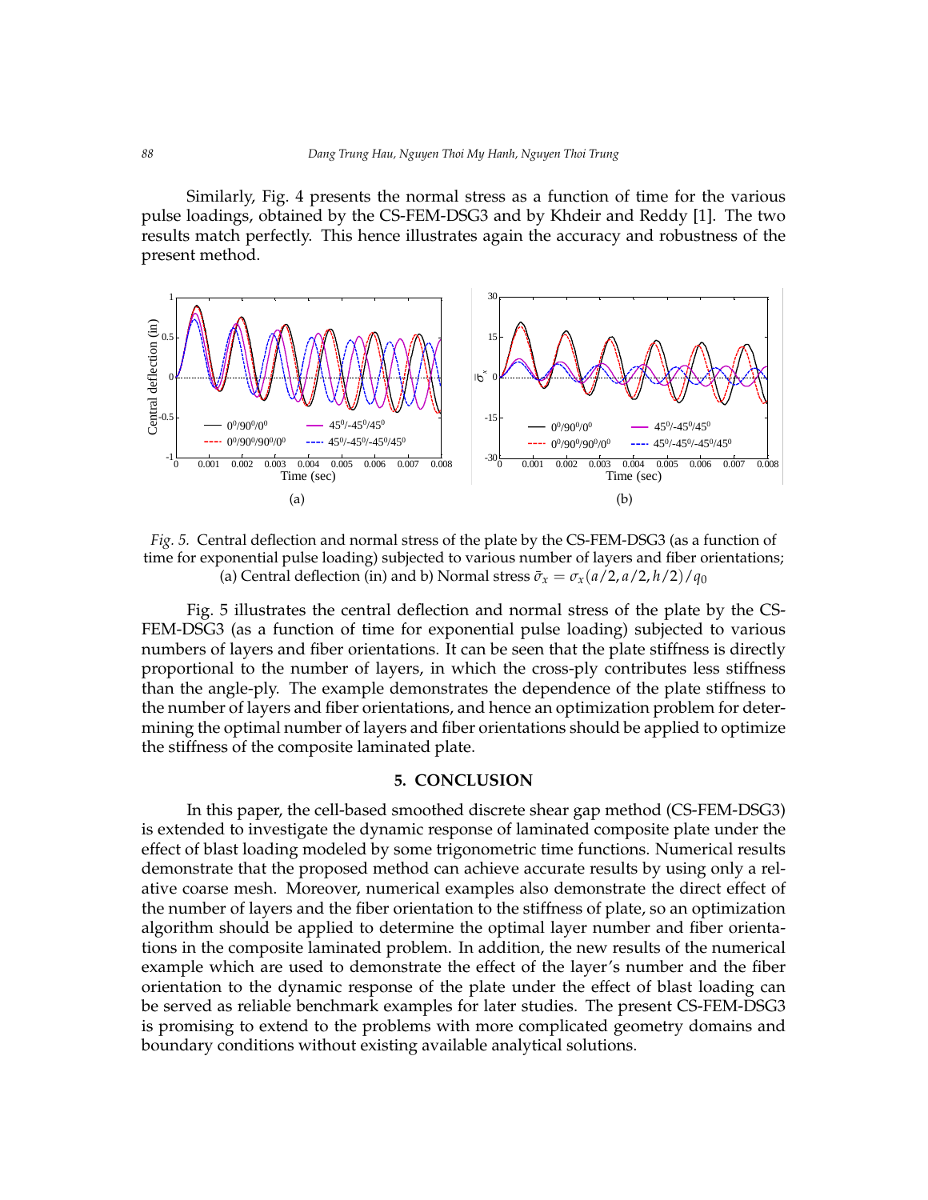Similarly, Fig. 4 presents the normal stress as a function of time for the various pulse loadings, obtained by the CS-FEM-DSG3 and by Khdeir and Reddy [1]. The two results match perfectly. This hence illustrates again the accuracy and robustness of the present method.

*Fig. 5.* Central deflection and normal stress of the plate by the CS-FEM-DSG3 (as a function of time for exponential pulse loading) subjected to various number of layers and fiber orientations; (a) Central deflection (in) and b) Normal stress $\bar{\sigma}_x = \sigma_x(a/2, a/2, h/2)/q_0$

Fig. 5 illustrates the central deflection and normal stress of the plate by the CS-FEM-DSG3 (as a function of time for exponential pulse loading) subjected to various numbers of layers and fiber orientations. It can be seen that the plate stiffness is directly proportional to the number of layers, in which the cross-ply contributes less stiffness than the angle-ply. The example demonstrates the dependence of the plate stiffness to the number of layers and fiber orientations, and hence an optimization problem for determining the optimal number of layers and fiber orientations should be applied to optimize the stiffness of the composite laminated plate.

## 5. CONCLUSION

In this paper, the cell-based smoothed discrete shear gap method (CS-FEM-DSG3) is extended to investigate the dynamic response of laminated composite plate under the effect of blast loading modeled by some trigonometric time functions. Numerical results demonstrate that the proposed method can achieve accurate results by using only a relative coarse mesh. Moreover, numerical examples also demonstrate the direct effect of the number of layers and the fiber orientation to the stiffness of plate, so an optimization algorithm should be applied to determine the optimal layer number and fiber orientations in the composite laminated problem. In addition, the new results of the numerical example which are used to demonstrate the effect of the layer's number and the fiber orientation to the dynamic response of the plate under the effect of blast loading can be served as reliable benchmark examples for later studies. The present CS-FEM-DSG3 is promising to extend to the problems with more complicated geometry domains and boundary conditions without existing available analytical solutions.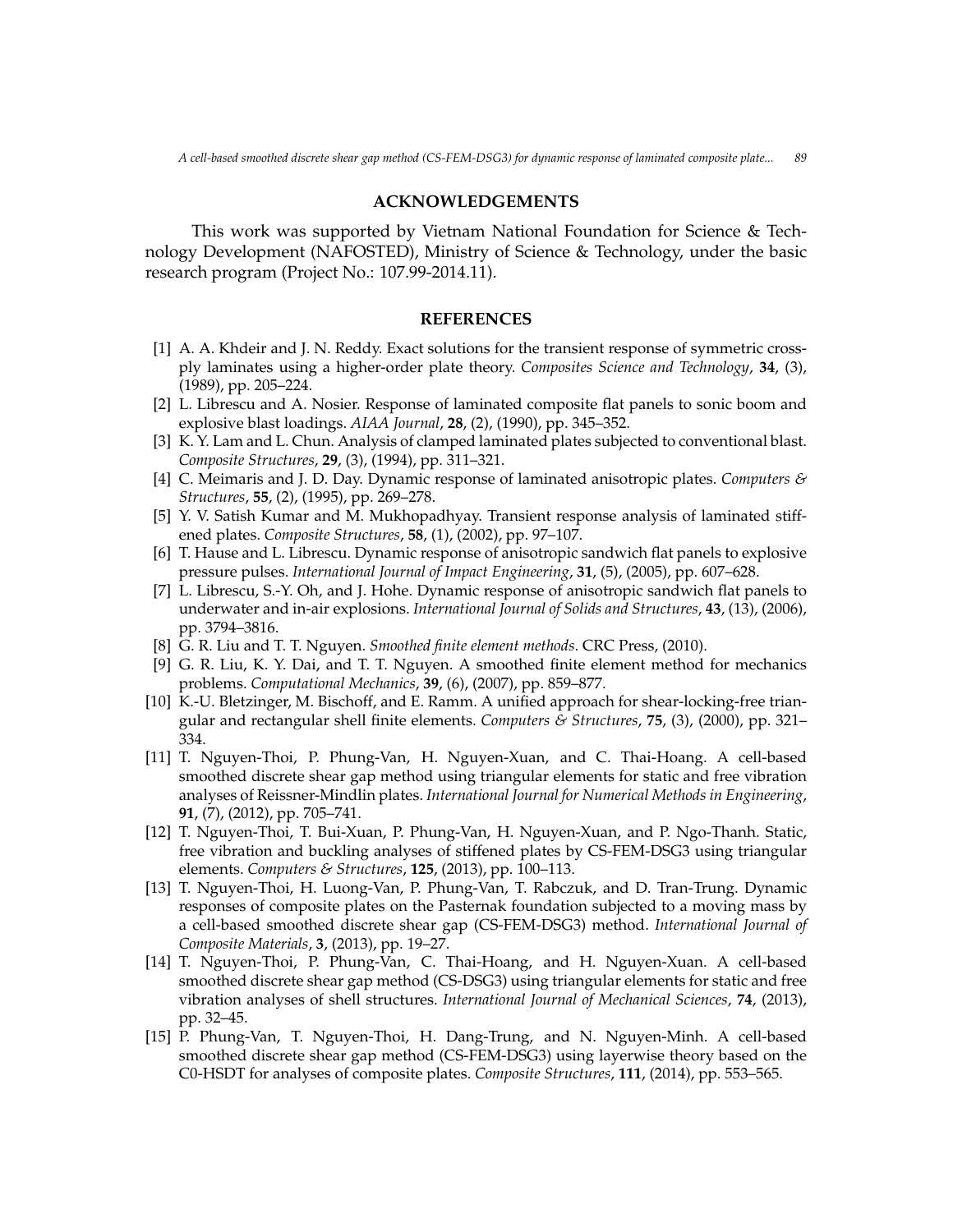## ACKNOWLEDGEMENTS

This work was supported by Vietnam National Foundation for Science & Technology Development (NAFOSTED), Ministry of Science & Technology, under the basic research program (Project No.: 107.99-2014.11).

## REFERENCES

[1] A. A. Khdeir and J. N. Reddy. Exact solutions for the transient response of symmetric cross-ply laminates using a higher-order plate theory. *Composites Science and Technology*, **34**, (3), (1989), pp. 205–224.

[2] L. Librescu and A. Nosier. Response of laminated composite flat panels to sonic boom and explosive blast loadings. *AIAA Journal*, **28**, (2), (1990), pp. 345–352.

[3] K. Y. Lam and L. Chun. Analysis of clamped laminated plates subjected to conventional blast. *Composite Structures*, **29**, (3), (1994), pp. 311–321.

[4] C. Meimaris and J. D. Day. Dynamic response of laminated anisotropic plates. *Computers & Structures*, **55**, (2), (1995), pp. 269–278.

[5] Y. V. Satish Kumar and M. Mukhopadhyay. Transient response analysis of laminated stiffened plates. *Composite Structures*, **58**, (1), (2002), pp. 97–107.

[6] T. Hause and L. Librescu. Dynamic response of anisotropic sandwich flat panels to explosive pressure pulses. *International Journal of Impact Engineering*, **31**, (5), (2005), pp. 607–628.

[7] L. Librescu, S.-Y. Oh, and J. Hohe. Dynamic response of anisotropic sandwich flat panels to underwater and in-air explosions. *International Journal of Solids and Structures*, **43**, (13), (2006), pp. 3794–3816.

[8] G. R. Liu and T. T. Nguyen. *Smoothed finite element methods*. CRC Press, (2010).

[9] G. R. Liu, K. Y. Dai, and T. T. Nguyen. A smoothed finite element method for mechanics problems. *Computational Mechanics*, **39**, (6), (2007), pp. 859–877.

[10] K.-U. Bletzinger, M. Bischoff, and E. Ramm. A unified approach for shear-locking-free triangular and rectangular shell finite elements. *Computers & Structures*, **75**, (3), (2000), pp. 321–334.

[11] T. Nguyen-Thoi, P. Phung-Van, H. Nguyen-Xuan, and C. Thai-Hoang. A cell-based smoothed discrete shear gap method using triangular elements for static and free vibration analyses of Reissner-Mindlin plates. *International Journal for Numerical Methods in Engineering*, **91**, (7), (2012), pp. 705–741.

[12] T. Nguyen-Thoi, T. Bui-Xuan, P. Phung-Van, H. Nguyen-Xuan, and P. Ngo-Thanh. Static, free vibration and buckling analyses of stiffened plates by CS-FEM-DSG3 using triangular elements. *Computers & Structures*, **125**, (2013), pp. 100–113.

[13] T. Nguyen-Thoi, H. Luong-Van, P. Phung-Van, T. Rabczuk, and D. Tran-Trung. Dynamic responses of composite plates on the Pasternak foundation subjected to a moving mass by a cell-based smoothed discrete shear gap (CS-FEM-DSG3) method. *International Journal of Composite Materials*, **3**, (2013), pp. 19–27.

[14] T. Nguyen-Thoi, P. Phung-Van, C. Thai-Hoang, and H. Nguyen-Xuan. A cell-based smoothed discrete shear gap method (CS-DSG3) using triangular elements for static and free vibration analyses of shell structures. *International Journal of Mechanical Sciences*, **74**, (2013), pp. 32–45.

[15] P. Phung-Van, T. Nguyen-Thoi, H. Dang-Trung, and N. Nguyen-Minh. A cell-based smoothed discrete shear gap method (CS-FEM-DSG3) using layerwise theory based on the C0-HSDT for analyses of composite plates. *Composite Structures*, **111**, (2014), pp. 553–565.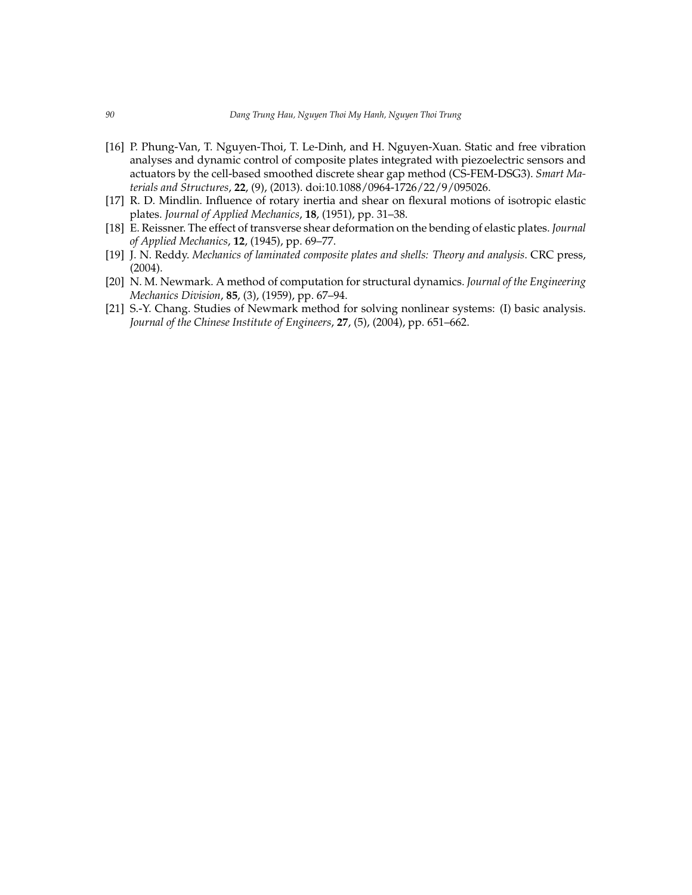[16] P. Phung-Van, T. Nguyen-Thoi, T. Le-Dinh, and H. Nguyen-Xuan. Static and free vibration analyses and dynamic control of composite plates integrated with piezoelectric sensors and actuators by the cell-based smoothed discrete shear gap method (CS-FEM-DSG3). *Smart Materials and Structures*, **22**, (9), (2013). doi:10.1088/0964-1726/22/9/095026.

[17] R. D. Mindlin. Influence of rotary inertia and shear on flexural motions of isotropic elastic plates. *Journal of Applied Mechanics*, **18**, (1951), pp. 31–38.

[18] E. Reissner. The effect of transverse shear deformation on the bending of elastic plates. *Journal of Applied Mechanics*, **12**, (1945), pp. 69–77.

[19] J. N. Reddy. *Mechanics of laminated composite plates and shells: Theory and analysis*. CRC press, (2004).

[20] N. M. Newmark. A method of computation for structural dynamics. *Journal of the Engineering Mechanics Division*, **85**, (3), (1959), pp. 67–94.

[21] S.-Y. Chang. Studies of Newmark method for solving nonlinear systems: (I) basic analysis. *Journal of the Chinese Institute of Engineers*, **27**, (5), (2004), pp. 651–662.